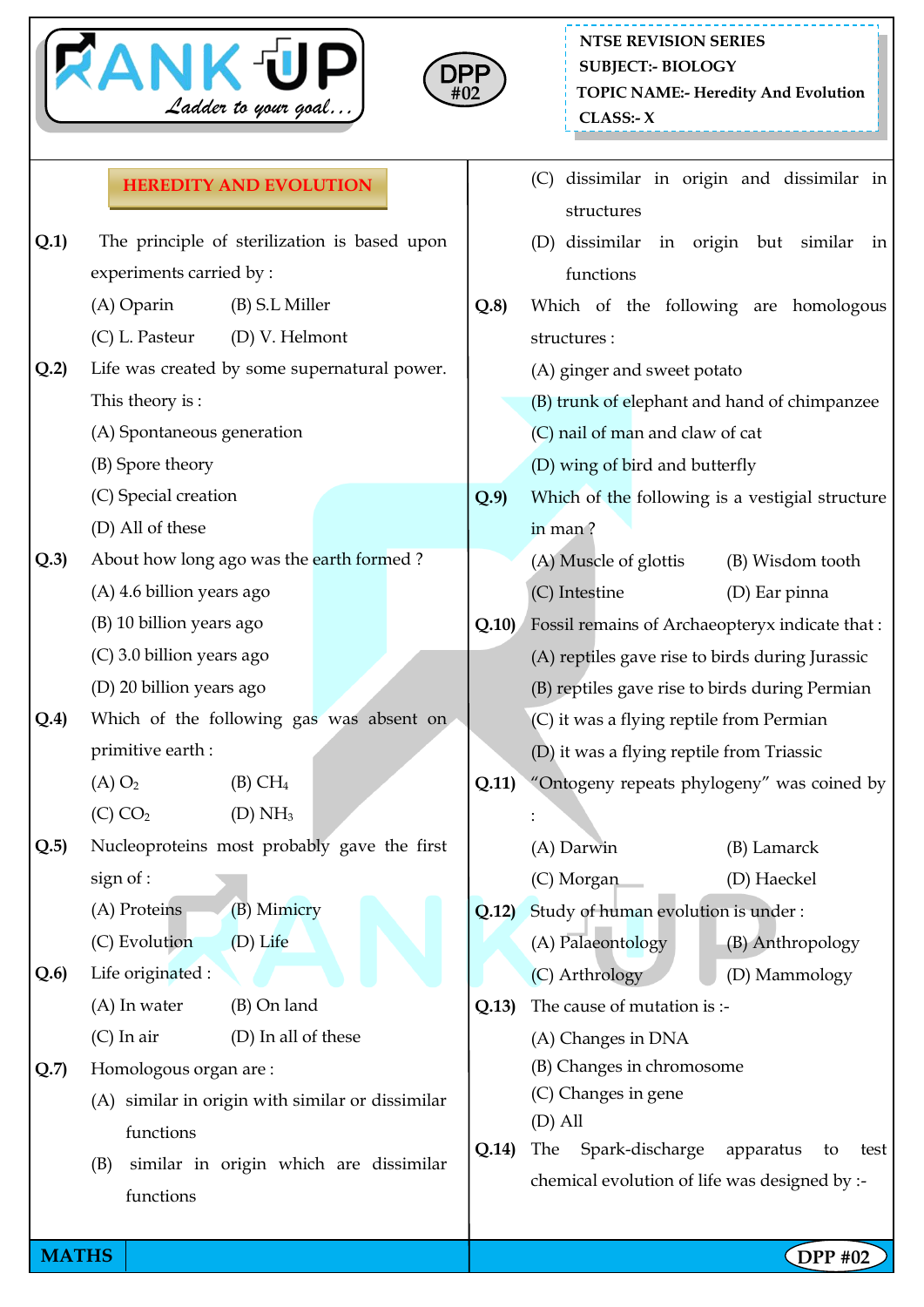NTSE REVISION SERIES
SUBJECT:- BIOLOGY
TOPIC NAME:- Heredity And Evolution
CLASS:- X

DPP #02

## HEREDITY AND EVOLUTION

**Q.1)** The principle of sterilization is based upon experiments carried by :

(A) Oparin (B) S.L Miller
(C) L. Pasteur (D) V. Helmont

**Q.2)** Life was created by some supernatural power. This theory is :

(A) Spontaneous generation
(B) Spore theory
(C) Special creation
(D) All of these

**Q.3)** About how long ago was the earth formed ?

(A) 4.6 billion years ago
(B) 10 billion years ago
(C) 3.0 billion years ago
(D) 20 billion years ago

**Q.4)** Which of the following gas was absent on primitive earth :

(A) $O_2$ (B) $CH_4$
(C) $CO_2$ (D) $NH_3$

**Q.5)** Nucleoproteins most probably gave the first sign of :

(A) Proteins (B) Mimicry
(C) Evolution (D) Life

**Q.6)** Life originated :

(A) In water (B) On land
(C) In air (D) In all of these

**Q.7)** Homologous organ are :

(A) similar in origin with similar or dissimilar functions
(B) similar in origin which are dissimilar functions
(C) dissimilar in origin and dissimilar in structures
(D) dissimilar in origin but similar in functions

**Q.8)** Which of the following are homologous structures :

(A) ginger and sweet potato
(B) trunk of elephant and hand of chimpanzee
(C) nail of man and claw of cat
(D) wing of bird and butterfly

**Q.9)** Which of the following is a vestigial structure in man ?

(A) Muscle of glottis (B) Wisdom tooth
(C) Intestine (D) Ear pinna

**Q.10)** Fossil remains of Archaeopteryx indicate that :

(A) reptiles gave rise to birds during Jurassic
(B) reptiles gave rise to birds during Permian
(C) it was a flying reptile from Permian
(D) it was a flying reptile from Triassic

**Q.11)** "Ontogeny repeats phylogeny" was coined by :

(A) Darwin (B) Lamarck
(C) Morgan (D) Haeckel

**Q.12)** Study of human evolution is under :

(A) Palaeontology (B) Anthropology
(C) Arthrology (D) Mammology

**Q.13)** The cause of mutation is :-

(A) Changes in DNA
(B) Changes in chromosome
(C) Changes in gene
(D) All

**Q.14)** The Spark-discharge apparatus to test chemical evolution of life was designed by :-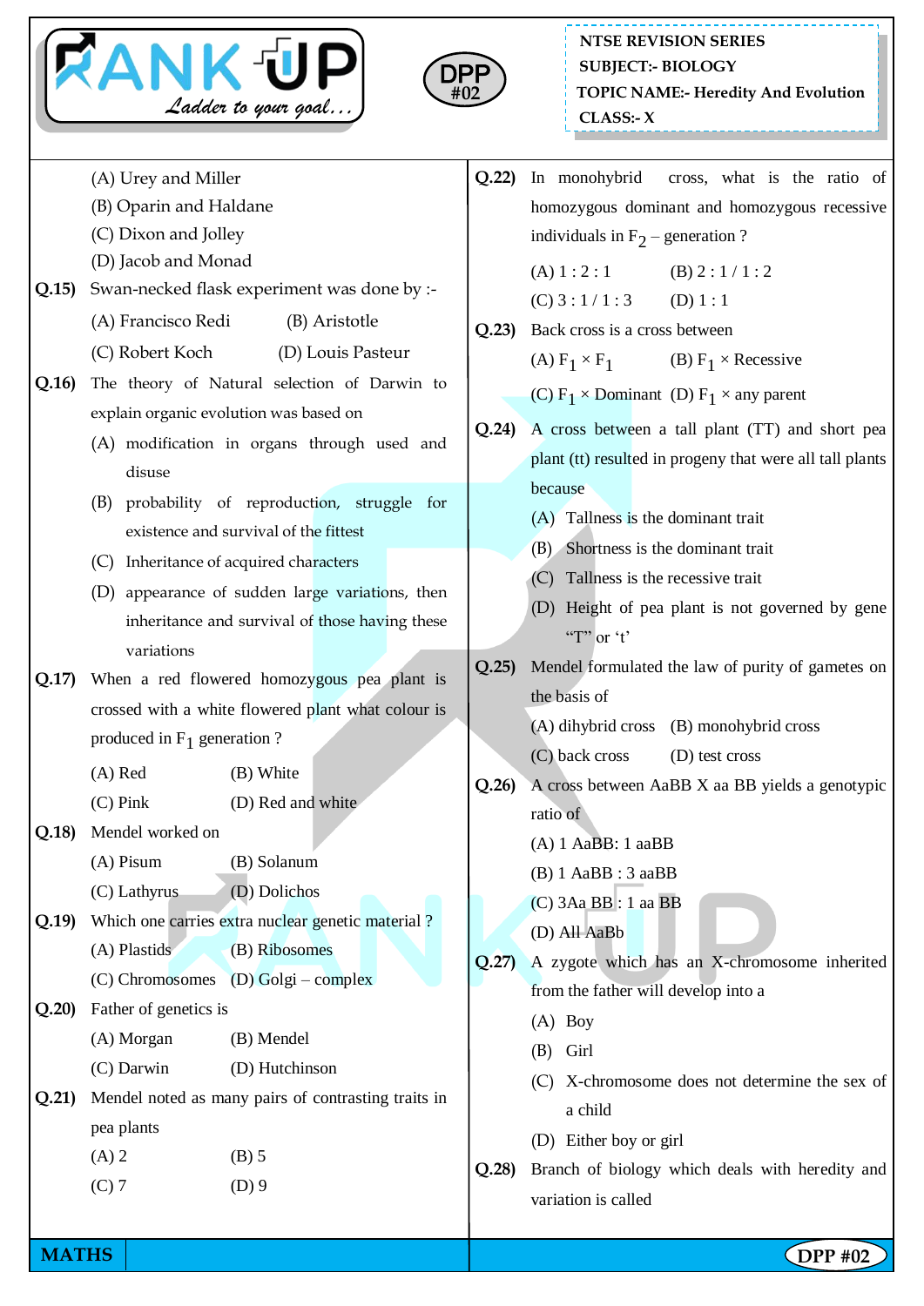(A) Urey and Miller
(B) Oparin and Haldane
(C) Dixon and Jolley
(D) Jacob and Monad

**Q.15)** Swan-necked flask experiment was done by :-
(A) Francisco Redi (B) Aristotle
(C) Robert Koch (D) Louis Pasteur

**Q.16)** The theory of Natural selection of Darwin to explain organic evolution was based on
(A) modification in organs through used and disuse
(B) probability of reproduction, struggle for existence and survival of the fittest
(C) Inheritance of acquired characters
(D) appearance of sudden large variations, then inheritance and survival of those having these variations

**Q.17)** When a red flowered homozygous pea plant is crossed with a white flowered plant what colour is produced in $F_1$ generation ?
(A) Red (B) White
(C) Pink (D) Red and white

**Q.18)** Mendel worked on
(A) Pisum (B) Solanum
(C) Lathyrus (D) Dolichos

**Q.19)** Which one carries extra nuclear genetic material ?
(A) Plastids (B) Ribosomes
(C) Chromosomes (D) Golgi – complex

**Q.20)** Father of genetics is
(A) Morgan (B) Mendel
(C) Darwin (D) Hutchinson

**Q.21)** Mendel noted as many pairs of contrasting traits in pea plants
(A) 2 (B) 5
(C) 7 (D) 9

**Q.22)** In monohybrid cross, what is the ratio of homozygous dominant and homozygous recessive individuals in $F_2$ – generation ?
(A) 1 : 2 : 1 (B) 2 : 1 / 1 : 2
(C) 3 : 1 / 1 : 3 (D) 1 : 1

**Q.23)** Back cross is a cross between
(A) $F_1 \times F_1$ (B) $F_1$ × Recessive
(C) $F_1$ × Dominant (D) $F_1$ × any parent

**Q.24)** A cross between a tall plant (TT) and short pea plant (tt) resulted in progeny that were all tall plants because
(A) Tallness is the dominant trait
(B) Shortness is the dominant trait
(C) Tallness is the recessive trait
(D) Height of pea plant is not governed by gene "T" or 't'

**Q.25)** Mendel formulated the law of purity of gametes on the basis of
(A) dihybrid cross (B) monohybrid cross
(C) back cross (D) test cross

**Q.26)** A cross between AaBB X aa BB yields a genotypic ratio of
(A) 1 AaBB: 1 aaBB
(B) 1 AaBB : 3 aaBB
(C) 3Aa BB : 1 aa BB
(D) All AaBb

**Q.27)** A zygote which has an X-chromosome inherited from the father will develop into a
(A) Boy
(B) Girl
(C) X-chromosome does not determine the sex of a child
(D) Either boy or girl

**Q.28)** Branch of biology which deals with heredity and variation is called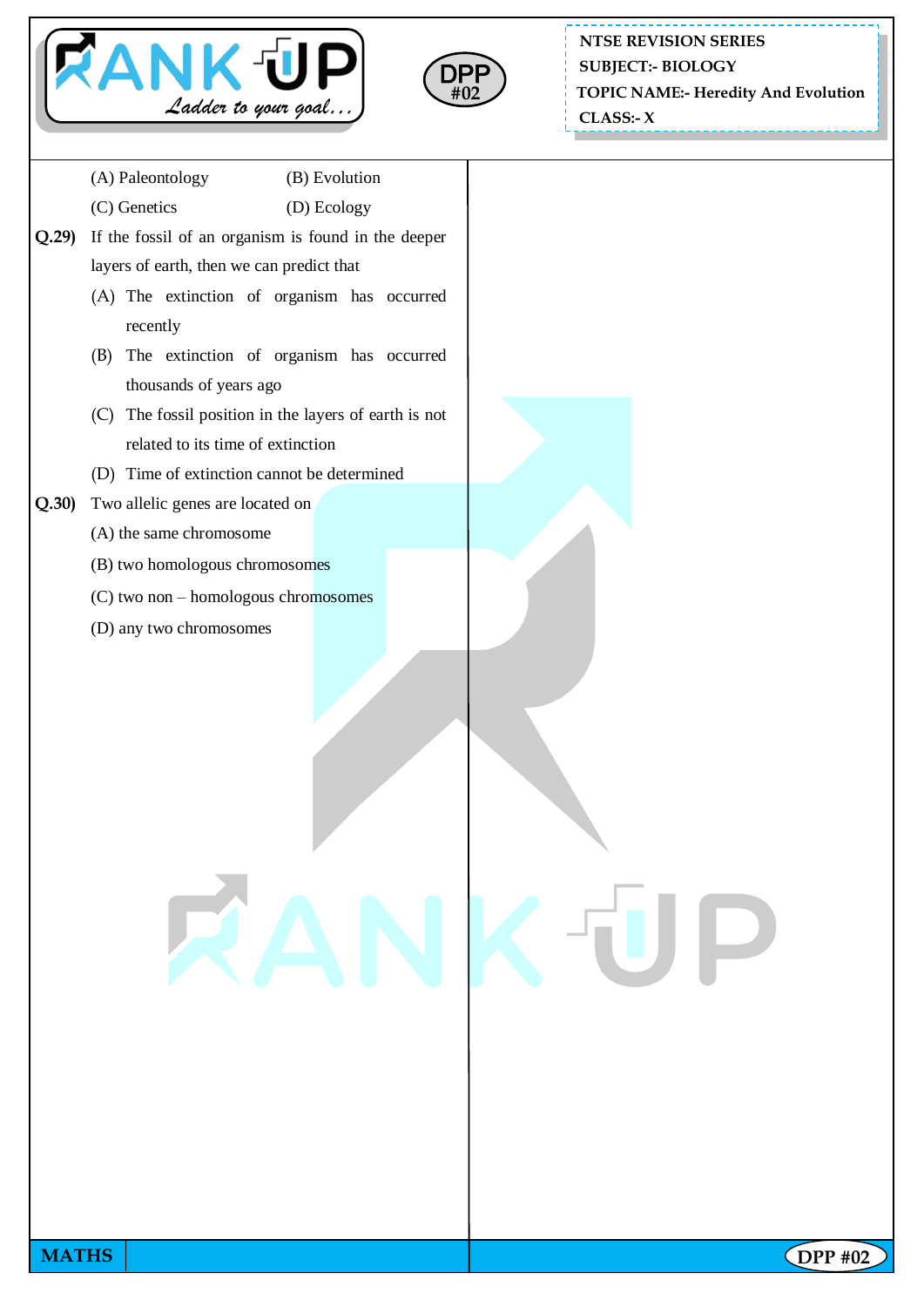(A) Paleontology (B) Evolution

(C) Genetics (D) Ecology

**Q.29)** If the fossil of an organism is found in the deeper layers of earth, then we can predict that

(A) The extinction of organism has occurred recently

(B) The extinction of organism has occurred thousands of years ago

(C) The fossil position in the layers of earth is not related to its time of extinction

(D) Time of extinction cannot be determined

**Q.30)** Two allelic genes are located on

(A) the same chromosome

(B) two homologous chromosomes

(C) two non – homologous chromosomes

(D) any two chromosomes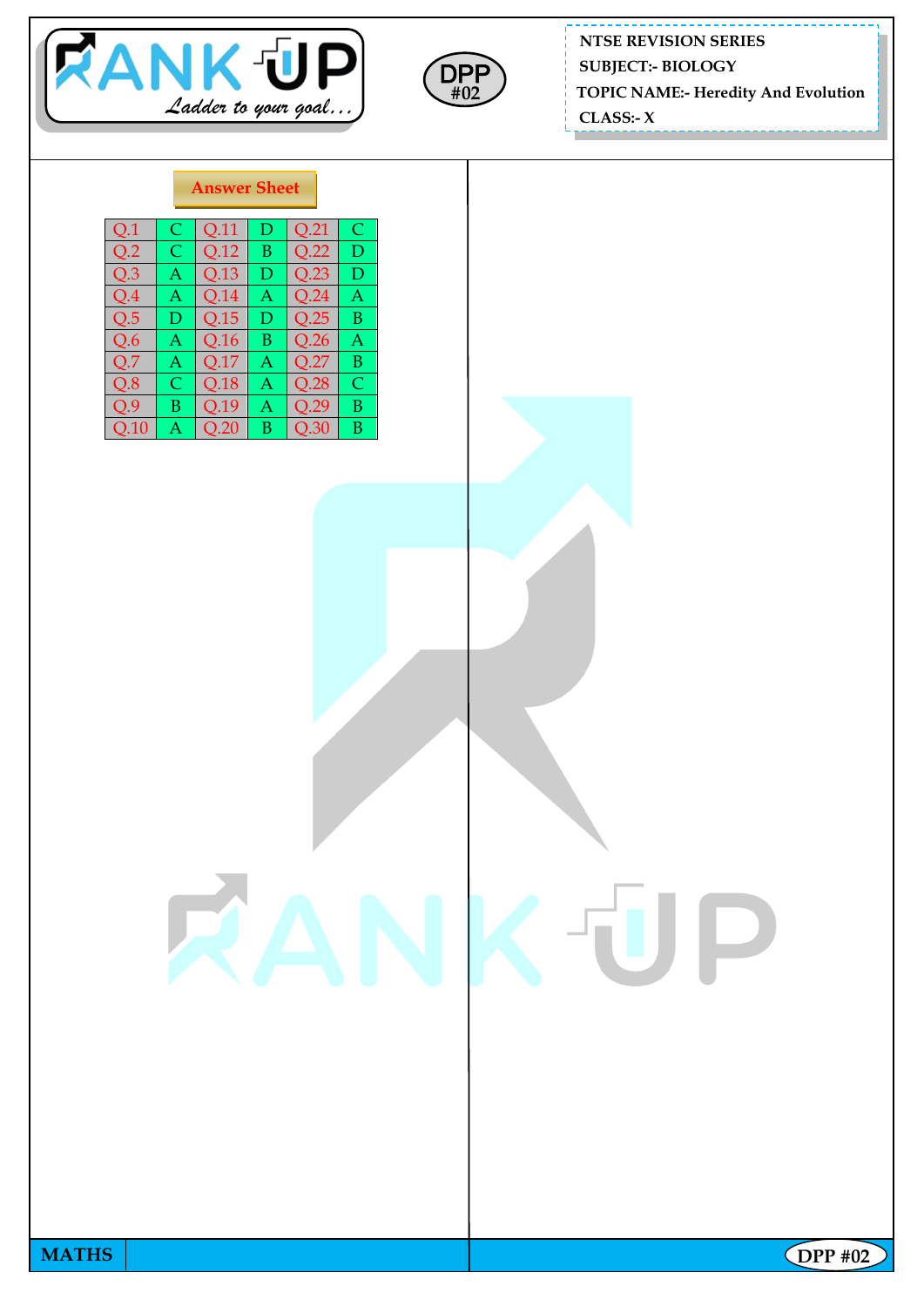NTSE REVISION SERIES
SUBJECT:- BIOLOGY
TOPIC NAME:- Heredity And Evolution
CLASS:- X

## Answer Sheet

| | | | | | |
|---|---|---|---|---|---|
| Q.1 | C | Q.11 | D | Q.21 | C |
| Q.2 | C | Q.12 | B | Q.22 | D |
| Q.3 | A | Q.13 | D | Q.23 | D |
| Q.4 | A | Q.14 | A | Q.24 | A |
| Q.5 | D | Q.15 | D | Q.25 | B |
| Q.6 | A | Q.16 | B | Q.26 | A |
| Q.7 | A | Q.17 | A | Q.27 | B |
| Q.8 | C | Q.18 | A | Q.28 | C |
| Q.9 | B | Q.19 | A | Q.29 | B |
| Q.10 | A | Q.20 | B | Q.30 | B |